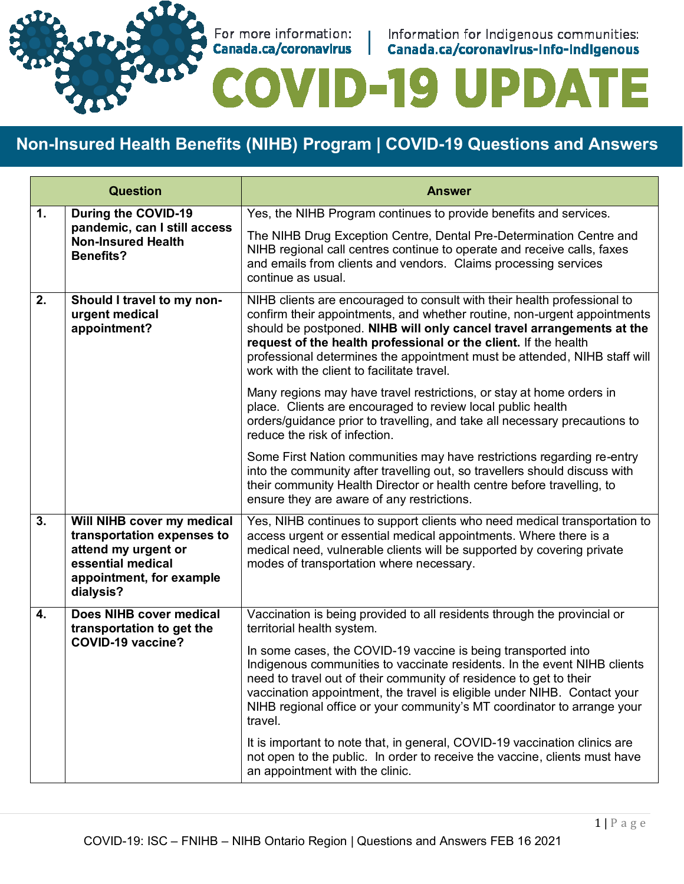For more information: Canada.ca/coronavirus | Information for Indigenous communities: Canada.ca/coronavirus-info-indigenous

# COVID-19 UPDATE

## Non-Insured Health Benefits (NIHB) Program | COVID-19 Questions and Answers

| | Question | Answer |
|---|---|---|
| **1.** | **During the COVID-19 pandemic, can I still access Non-Insured Health Benefits?** | Yes, the NIHB Program continues to provide benefits and services.<br><br>The NIHB Drug Exception Centre, Dental Pre-Determination Centre and NIHB regional call centres continue to operate and receive calls, faxes and emails from clients and vendors. Claims processing services continue as usual. |
| **2.** | **Should I travel to my non-urgent medical appointment?** | NIHB clients are encouraged to consult with their health professional to confirm their appointments, and whether routine, non-urgent appointments should be postponed. **NIHB will only cancel travel arrangements at the request of the health professional or the client.** If the health professional determines the appointment must be attended, NIHB staff will work with the client to facilitate travel.<br><br>Many regions may have travel restrictions, or stay at home orders in place. Clients are encouraged to review local public health orders/guidance prior to travelling, and take all necessary precautions to reduce the risk of infection.<br><br>Some First Nation communities may have restrictions regarding re-entry into the community after travelling out, so travellers should discuss with their community Health Director or health centre before travelling, to ensure they are aware of any restrictions. |
| **3.** | **Will NIHB cover my medical transportation expenses to attend my urgent or essential medical appointment, for example dialysis?** | Yes, NIHB continues to support clients who need medical transportation to access urgent or essential medical appointments. Where there is a medical need, vulnerable clients will be supported by covering private modes of transportation where necessary. |
| **4.** | **Does NIHB cover medical transportation to get the COVID-19 vaccine?** | Vaccination is being provided to all residents through the provincial or territorial health system.<br><br>In some cases, the COVID-19 vaccine is being transported into Indigenous communities to vaccinate residents. In the event NIHB clients need to travel out of their community of residence to get to their vaccination appointment, the travel is eligible under NIHB. Contact your NIHB regional office or your community's MT coordinator to arrange your travel.<br><br>It is important to note that, in general, COVID-19 vaccination clinics are not open to the public. In order to receive the vaccine, clients must have an appointment with the clinic. |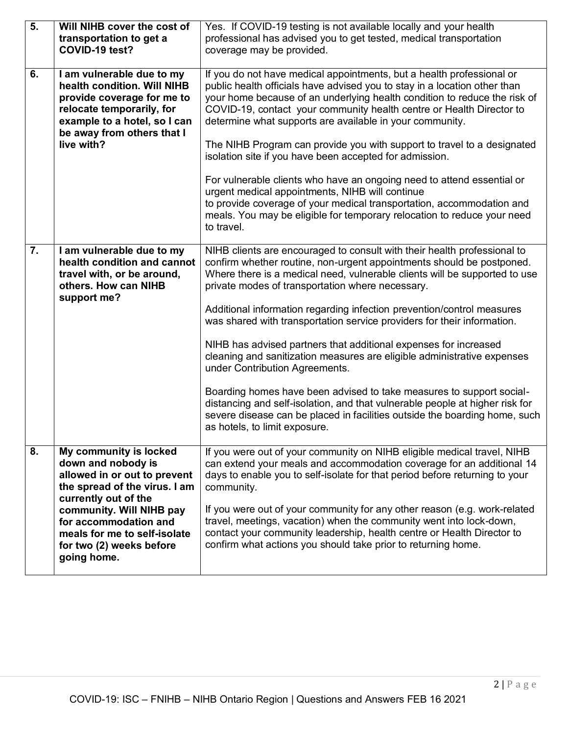| | | |
|---|---|---|
| **5.** | **Will NIHB cover the cost of transportation to get a COVID-19 test?** | Yes. If COVID-19 testing is not available locally and your health professional has advised you to get tested, medical transportation coverage may be provided. |
| **6.** | **I am vulnerable due to my health condition. Will NIHB provide coverage for me to relocate temporarily, for example to a hotel, so I can be away from others that I live with?** | If you do not have medical appointments, but a health professional or public health officials have advised you to stay in a location other than your home because of an underlying health condition to reduce the risk of COVID-19, contact your community health centre or Health Director to determine what supports are available in your community.<br><br>The NIHB Program can provide you with support to travel to a designated isolation site if you have been accepted for admission.<br><br>For vulnerable clients who have an ongoing need to attend essential or urgent medical appointments, NIHB will continue to provide coverage of your medical transportation, accommodation and meals. You may be eligible for temporary relocation to reduce your need to travel. |
| **7.** | **I am vulnerable due to my health condition and cannot travel with, or be around, others. How can NIHB support me?** | NIHB clients are encouraged to consult with their health professional to confirm whether routine, non-urgent appointments should be postponed. Where there is a medical need, vulnerable clients will be supported to use private modes of transportation where necessary.<br><br>Additional information regarding infection prevention/control measures was shared with transportation service providers for their information.<br><br>NIHB has advised partners that additional expenses for increased cleaning and sanitization measures are eligible administrative expenses under Contribution Agreements.<br><br>Boarding homes have been advised to take measures to support social-distancing and self-isolation, and that vulnerable people at higher risk for severe disease can be placed in facilities outside the boarding home, such as hotels, to limit exposure. |
| **8.** | **My community is locked down and nobody is allowed in or out to prevent the spread of the virus. I am currently out of the community. Will NIHB pay for accommodation and meals for me to self-isolate for two (2) weeks before going home.** | If you were out of your community on NIHB eligible medical travel, NIHB can extend your meals and accommodation coverage for an additional 14 days to enable you to self-isolate for that period before returning to your community.<br><br>If you were out of your community for any other reason (e.g. work-related travel, meetings, vacation) when the community went into lock-down, contact your community leadership, health centre or Health Director to confirm what actions you should take prior to returning home. |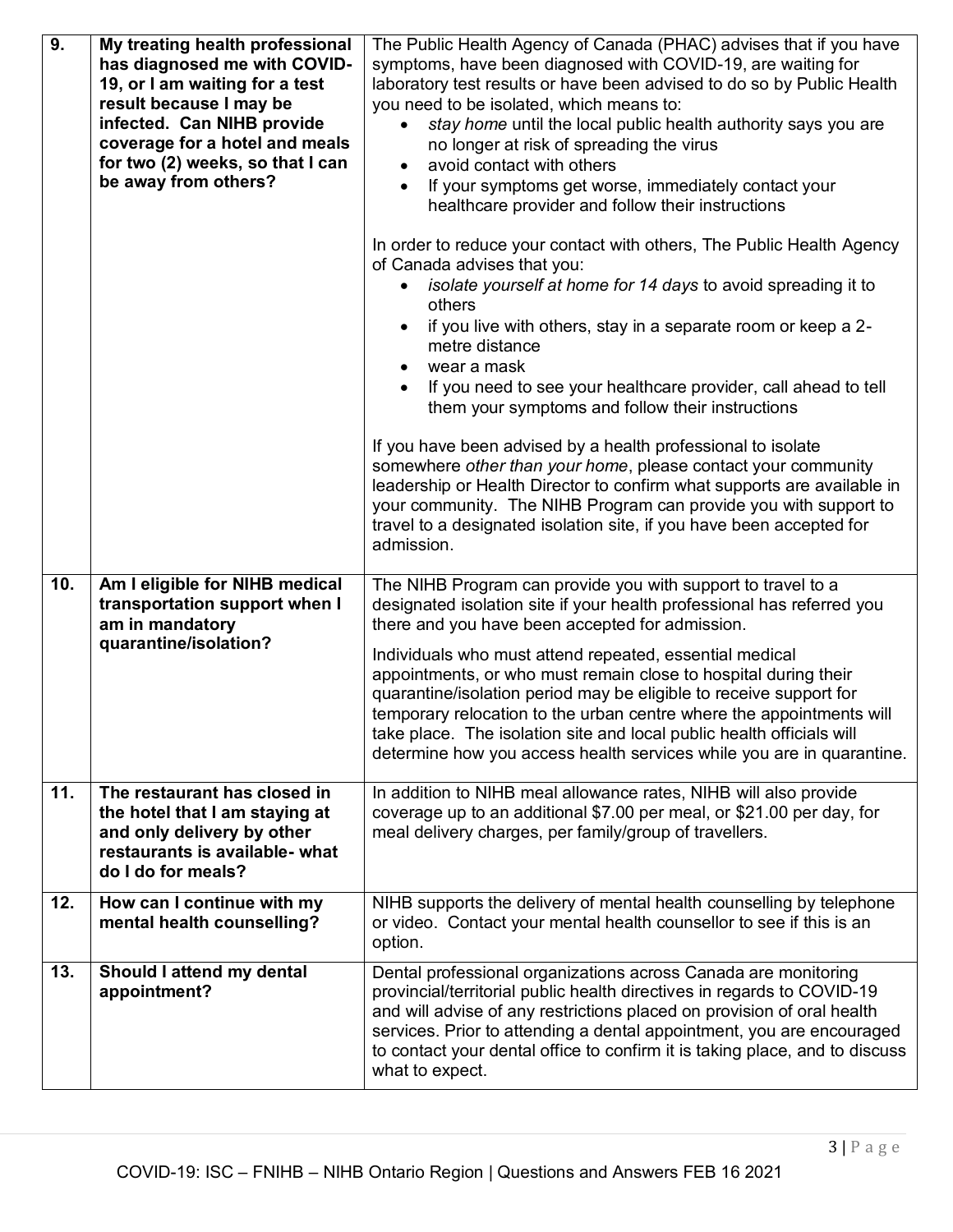| | | |
|---|---|---|
| **9.** | **My treating health professional has diagnosed me with COVID-19, or I am waiting for a test result because I may be infected. Can NIHB provide coverage for a hotel and meals for two (2) weeks, so that I can be away from others?** | The Public Health Agency of Canada (PHAC) advises that if you have symptoms, have been diagnosed with COVID-19, are waiting for laboratory test results or have been advised to do so by Public Health you need to be isolated, which means to:<br>• *stay home* until the local public health authority says you are no longer at risk of spreading the virus<br>• avoid contact with others<br>• If your symptoms get worse, immediately contact your healthcare provider and follow their instructions<br><br>In order to reduce your contact with others, The Public Health Agency of Canada advises that you:<br>• *isolate yourself at home for 14 days* to avoid spreading it to others<br>• if you live with others, stay in a separate room or keep a 2-metre distance<br>• wear a mask<br>• If you need to see your healthcare provider, call ahead to tell them your symptoms and follow their instructions<br><br>If you have been advised by a health professional to isolate somewhere *other than your home*, please contact your community leadership or Health Director to confirm what supports are available in your community. The NIHB Program can provide you with support to travel to a designated isolation site, if you have been accepted for admission. |
| **10.** | **Am I eligible for NIHB medical transportation support when I am in mandatory quarantine/isolation?** | The NIHB Program can provide you with support to travel to a designated isolation site if your health professional has referred you there and you have been accepted for admission.<br><br>Individuals who must attend repeated, essential medical appointments, or who must remain close to hospital during their quarantine/isolation period may be eligible to receive support for temporary relocation to the urban centre where the appointments will take place. The isolation site and local public health officials will determine how you access health services while you are in quarantine. |
| **11.** | **The restaurant has closed in the hotel that I am staying at and only delivery by other restaurants is available- what do I do for meals?** | In addition to NIHB meal allowance rates, NIHB will also provide coverage up to an additional $7.00 per meal, or $21.00 per day, for meal delivery charges, per family/group of travellers. |
| **12.** | **How can I continue with my mental health counselling?** | NIHB supports the delivery of mental health counselling by telephone or video. Contact your mental health counsellor to see if this is an option. |
| **13.** | **Should I attend my dental appointment?** | Dental professional organizations across Canada are monitoring provincial/territorial public health directives in regards to COVID-19 and will advise of any restrictions placed on provision of oral health services. Prior to attending a dental appointment, you are encouraged to contact your dental office to confirm it is taking place, and to discuss what to expect. |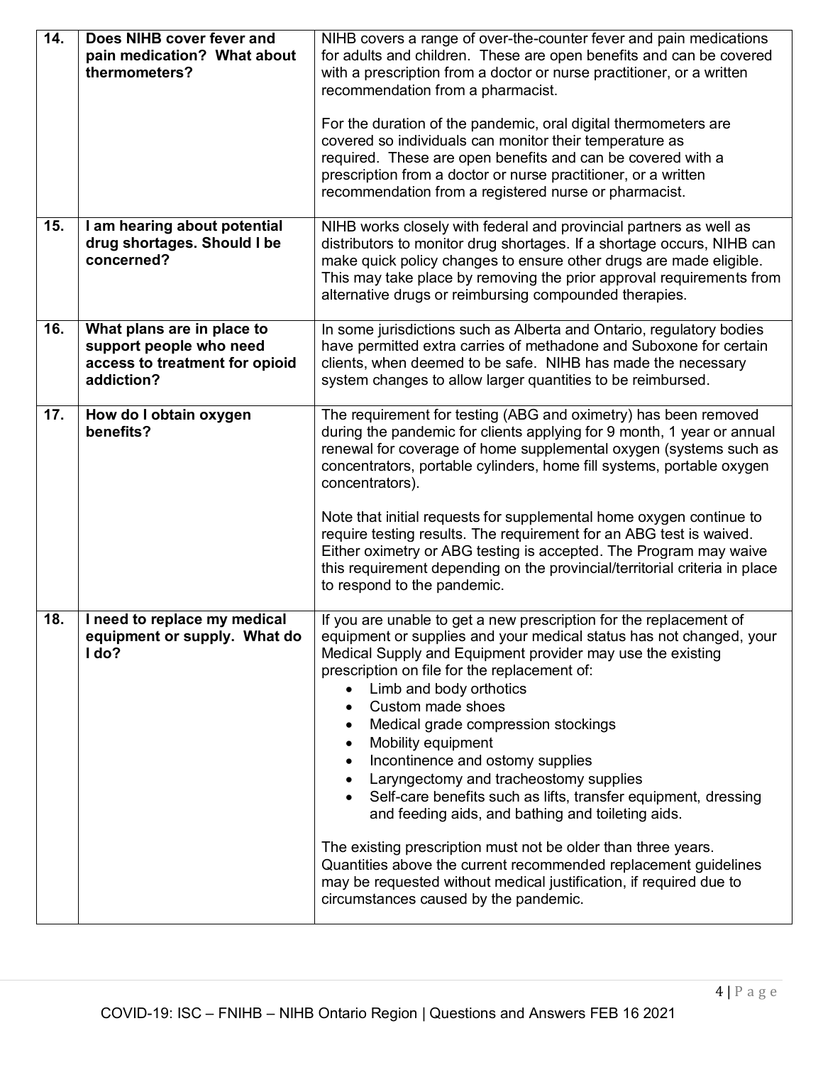| | | |
|---|---|---|
| **14.** | **Does NIHB cover fever and pain medication? What about thermometers?** | NIHB covers a range of over-the-counter fever and pain medications for adults and children. These are open benefits and can be covered with a prescription from a doctor or nurse practitioner, or a written recommendation from a pharmacist.<br><br>For the duration of the pandemic, oral digital thermometers are covered so individuals can monitor their temperature as required. These are open benefits and can be covered with a prescription from a doctor or nurse practitioner, or a written recommendation from a registered nurse or pharmacist. |
| **15.** | **I am hearing about potential drug shortages. Should I be concerned?** | NIHB works closely with federal and provincial partners as well as distributors to monitor drug shortages. If a shortage occurs, NIHB can make quick policy changes to ensure other drugs are made eligible. This may take place by removing the prior approval requirements from alternative drugs or reimbursing compounded therapies. |
| **16.** | **What plans are in place to support people who need access to treatment for opioid addiction?** | In some jurisdictions such as Alberta and Ontario, regulatory bodies have permitted extra carries of methadone and Suboxone for certain clients, when deemed to be safe. NIHB has made the necessary system changes to allow larger quantities to be reimbursed. |
| **17.** | **How do I obtain oxygen benefits?** | The requirement for testing (ABG and oximetry) has been removed during the pandemic for clients applying for 9 month, 1 year or annual renewal for coverage of home supplemental oxygen (systems such as concentrators, portable cylinders, home fill systems, portable oxygen concentrators).<br><br>Note that initial requests for supplemental home oxygen continue to require testing results. The requirement for an ABG test is waived. Either oximetry or ABG testing is accepted. The Program may waive this requirement depending on the provincial/territorial criteria in place to respond to the pandemic. |
| **18.** | **I need to replace my medical equipment or supply. What do I do?** | If you are unable to get a new prescription for the replacement of equipment or supplies and your medical status has not changed, your Medical Supply and Equipment provider may use the existing prescription on file for the replacement of:<br>• Limb and body orthotics<br>• Custom made shoes<br>• Medical grade compression stockings<br>• Mobility equipment<br>• Incontinence and ostomy supplies<br>• Laryngectomy and tracheostomy supplies<br>• Self-care benefits such as lifts, transfer equipment, dressing and feeding aids, and bathing and toileting aids.<br><br>The existing prescription must not be older than three years. Quantities above the current recommended replacement guidelines may be requested without medical justification, if required due to circumstances caused by the pandemic. |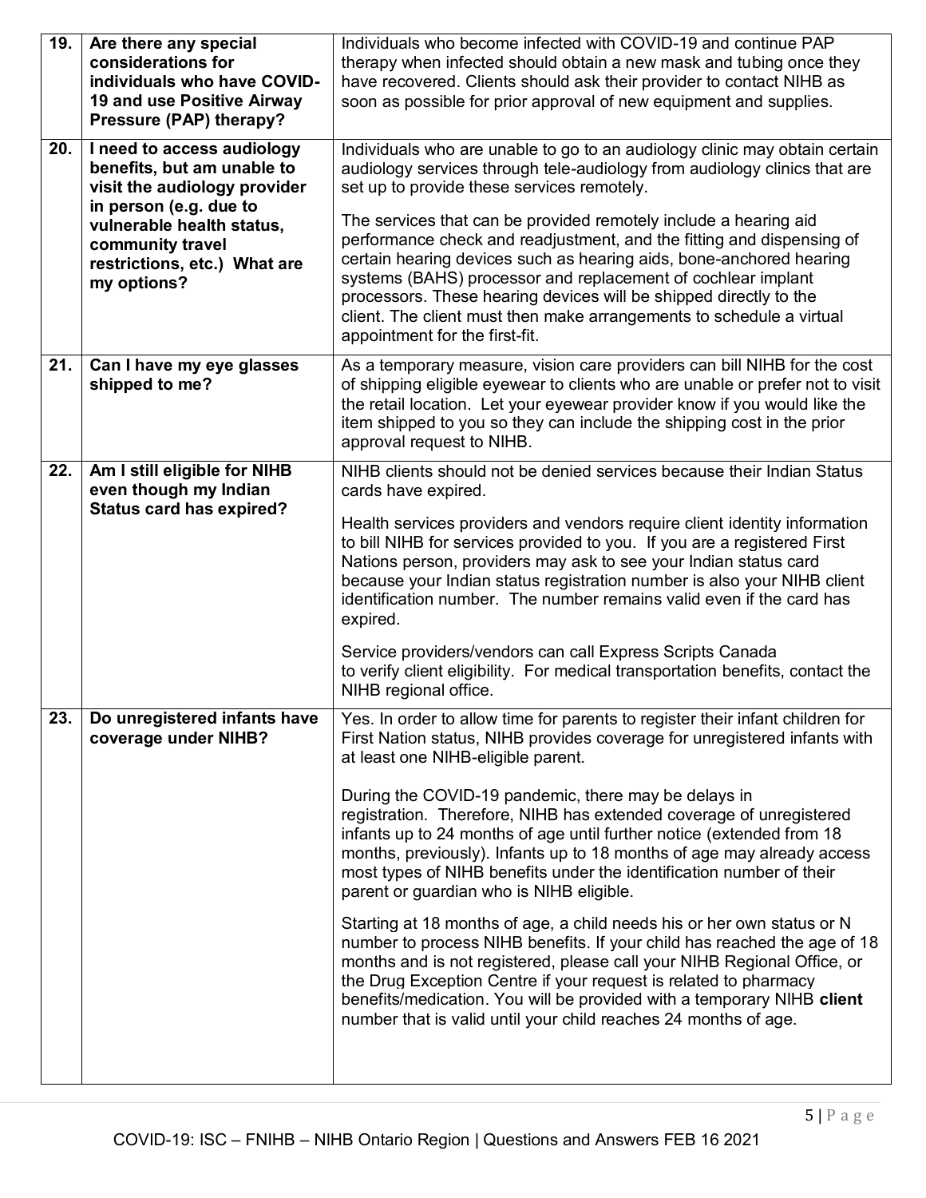| | | |
|---|---|---|
| **19.** | **Are there any special considerations for individuals who have COVID-19 and use Positive Airway Pressure (PAP) therapy?** | Individuals who become infected with COVID-19 and continue PAP therapy when infected should obtain a new mask and tubing once they have recovered. Clients should ask their provider to contact NIHB as soon as possible for prior approval of new equipment and supplies. |
| **20.** | **I need to access audiology benefits, but am unable to visit the audiology provider in person (e.g. due to vulnerable health status, community travel restrictions, etc.) What are my options?** | Individuals who are unable to go to an audiology clinic may obtain certain audiology services through tele-audiology from audiology clinics that are set up to provide these services remotely.<br><br>The services that can be provided remotely include a hearing aid performance check and readjustment, and the fitting and dispensing of certain hearing devices such as hearing aids, bone-anchored hearing systems (BAHS) processor and replacement of cochlear implant processors. These hearing devices will be shipped directly to the client. The client must then make arrangements to schedule a virtual appointment for the first-fit. |
| **21.** | **Can I have my eye glasses shipped to me?** | As a temporary measure, vision care providers can bill NIHB for the cost of shipping eligible eyewear to clients who are unable or prefer not to visit the retail location. Let your eyewear provider know if you would like the item shipped to you so they can include the shipping cost in the prior approval request to NIHB. |
| **22.** | **Am I still eligible for NIHB even though my Indian Status card has expired?** | NIHB clients should not be denied services because their Indian Status cards have expired.<br><br>Health services providers and vendors require client identity information to bill NIHB for services provided to you. If you are a registered First Nations person, providers may ask to see your Indian status card because your Indian status registration number is also your NIHB client identification number. The number remains valid even if the card has expired.<br><br>Service providers/vendors can call Express Scripts Canada to verify client eligibility. For medical transportation benefits, contact the NIHB regional office. |
| **23.** | **Do unregistered infants have coverage under NIHB?** | Yes. In order to allow time for parents to register their infant children for First Nation status, NIHB provides coverage for unregistered infants with at least one NIHB-eligible parent.<br><br>During the COVID-19 pandemic, there may be delays in registration. Therefore, NIHB has extended coverage of unregistered infants up to 24 months of age until further notice (extended from 18 months, previously). Infants up to 18 months of age may already access most types of NIHB benefits under the identification number of their parent or guardian who is NIHB eligible.<br><br>Starting at 18 months of age, a child needs his or her own status or N number to process NIHB benefits. If your child has reached the age of 18 months and is not registered, please call your NIHB Regional Office, or the Drug Exception Centre if your request is related to pharmacy benefits/medication. You will be provided with a temporary NIHB **client** number that is valid until your child reaches 24 months of age. |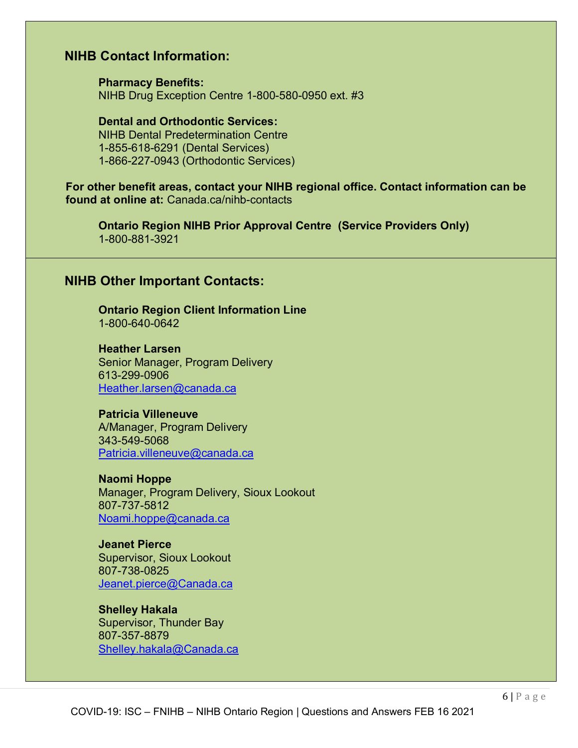## NIHB Contact Information:

**Pharmacy Benefits:**
NIHB Drug Exception Centre 1-800-580-0950 ext. #3

**Dental and Orthodontic Services:**
NIHB Dental Predetermination Centre
1-855-618-6291 (Dental Services)
1-866-227-0943 (Orthodontic Services)

**For other benefit areas, contact your NIHB regional office. Contact information can be found at online at:** Canada.ca/nihb-contacts

**Ontario Region NIHB Prior Approval Centre (Service Providers Only)**
1-800-881-3921

## NIHB Other Important Contacts:

**Ontario Region Client Information Line**
1-800-640-0642

**Heather Larsen**
Senior Manager, Program Delivery
613-299-0906
Heather.larsen@canada.ca

**Patricia Villeneuve**
A/Manager, Program Delivery
343-549-5068
Patricia.villeneuve@canada.ca

**Naomi Hoppe**
Manager, Program Delivery, Sioux Lookout
807-737-5812
Noami.hoppe@canada.ca

**Jeanet Pierce**
Supervisor, Sioux Lookout
807-738-0825
Jeanet.pierce@Canada.ca

**Shelley Hakala**
Supervisor, Thunder Bay
807-357-8879
Shelley.hakala@Canada.ca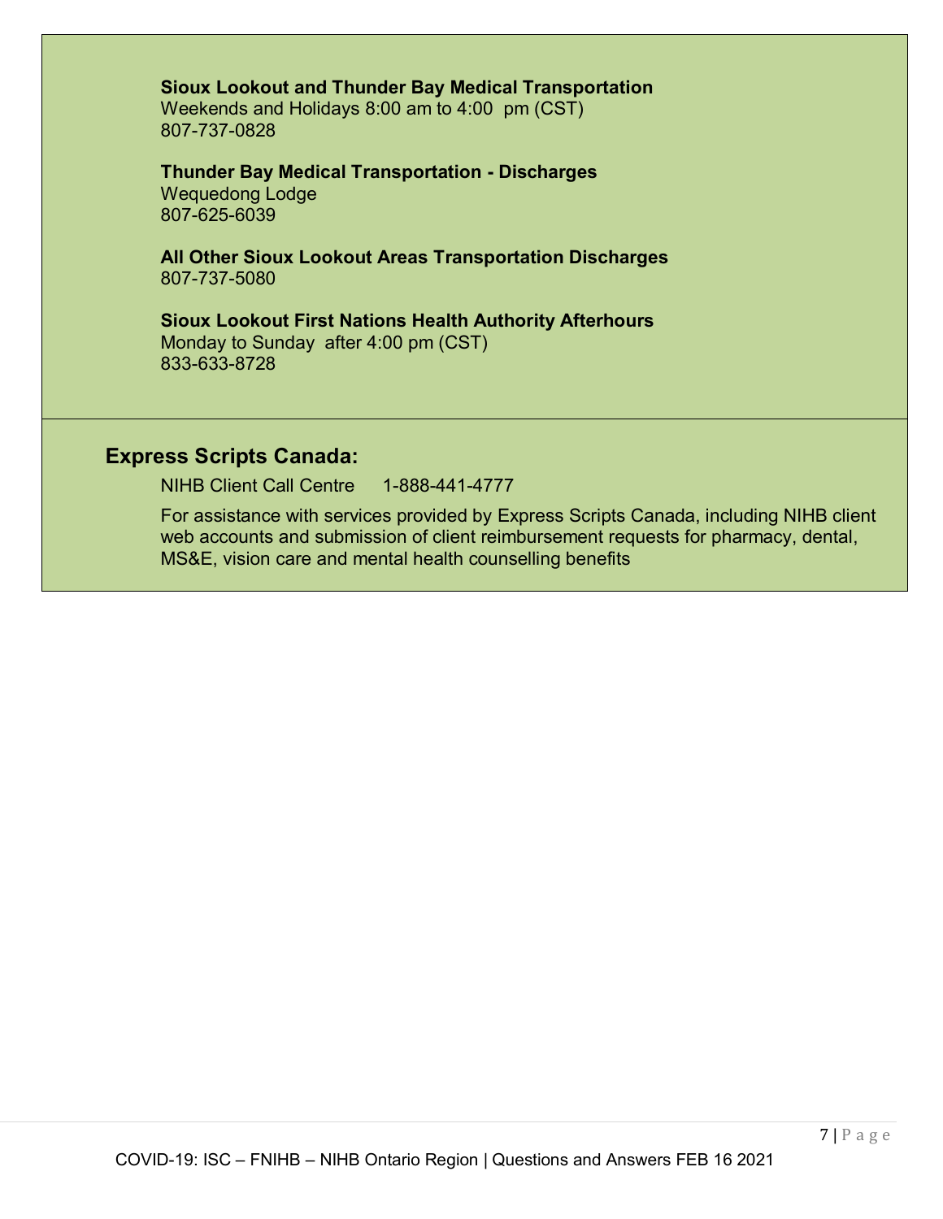**Sioux Lookout and Thunder Bay Medical Transportation**
Weekends and Holidays 8:00 am to 4:00 pm (CST)
807-737-0828

**Thunder Bay Medical Transportation - Discharges**
Wequedong Lodge
807-625-6039

**All Other Sioux Lookout Areas Transportation Discharges**
807-737-5080

**Sioux Lookout First Nations Health Authority Afterhours**
Monday to Sunday after 4:00 pm (CST)
833-633-8728

## Express Scripts Canada:

NIHB Client Call Centre 1-888-441-4777

For assistance with services provided by Express Scripts Canada, including NIHB client web accounts and submission of client reimbursement requests for pharmacy, dental, MS&E, vision care and mental health counselling benefits